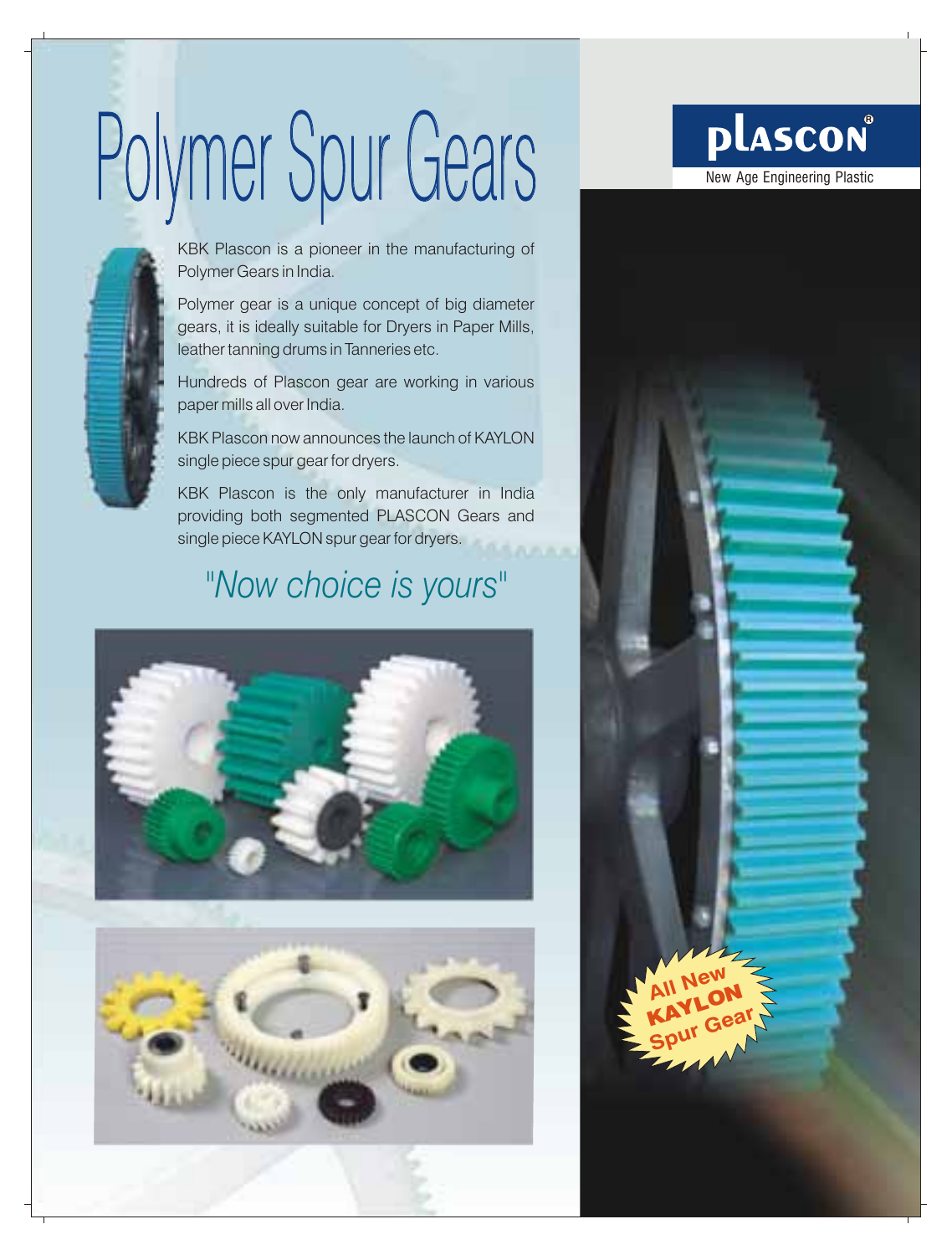# Polymer Spur Gears

**plascon®**

New Age Engineering Plastic

KBK Plascon is a pioneer in the manufacturing of Polymer Gears in India.

Polymer gear is a unique concept of big diameter gears, it is ideally suitable for Dryers in Paper Mills, leather tanning drums in Tanneries etc.

Hundreds of Plascon gear are working in various paper mills all over India.

KBK Plascon now announces the launch of KAYLON single piece spur gear for dryers.

KBK Plascon is the only manufacturer in India providing both segmented PLASCON Gears and single piece KAYLON spur gear for dryers.

## *"Now choice is yours"*

**All New KAYLON Spur Gear**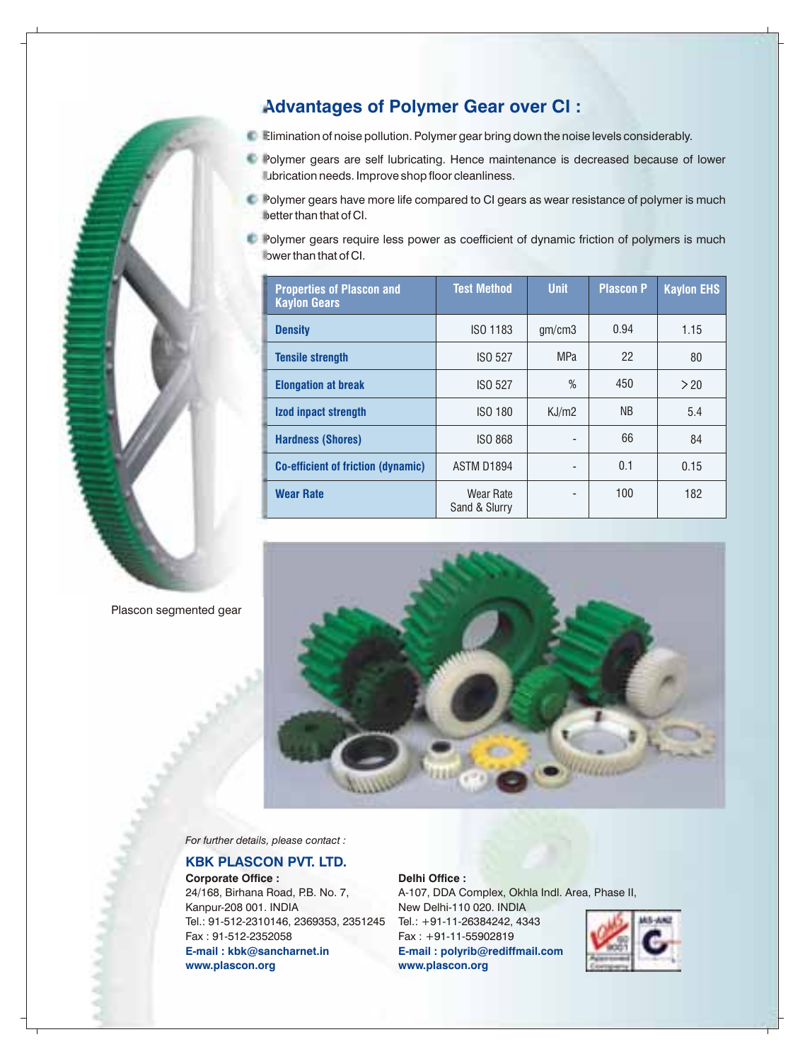## Advantages of Polymer Gear over CI :

- Elimination of noise pollution. Polymer gear bring down the noise levels considerably.
- Polymer gears are self lubricating. Hence maintenance is decreased because of lower lubrication needs. Improve shop floor cleanliness.
- Polymer gears have more life compared to CI gears as wear resistance of polymer is much better than that of CI.
- Polymer gears require less power as coefficient of dynamic friction of polymers is much lower than that of CI.

| Properties of Plascon and Kaylon Gears | Test Method | Unit | Plascon P | Kaylon EHS |
|---|---|---|---|---|
| **Density** | ISO 1183 | gm/cm3 | 0.94 | 1.15 |
| **Tensile strength** | ISO 527 | MPa | 22 | 80 |
| **Elongation at break** | ISO 527 | % | 450 | > 20 |
| **Izod inpact strength** | ISO 180 | KJ/m2 | NB | 5.4 |
| **Hardness (Shores)** | ISO 868 | - | 66 | 84 |
| **Co-efficient of friction (dynamic)** | ASTM D1894 | - | 0.1 | 0.15 |
| **Wear Rate** | Wear Rate Sand & Slurry | - | 100 | 182 |

Plascon segmented gear

*For further details, please contact :*

**KBK PLASCON PVT. LTD.**

**Corporate Office :**
24/168, Birhana Road, P.B. No. 7,
Kanpur-208 001. INDIA
Tel.: 91-512-2310146, 2369353, 2351245
Fax : 91-512-2352058
**E-mail : kbk@sancharnet.in**
**www.plascon.org**

**Delhi Office :**
A-107, DDA Complex, Okhla Indl. Area, Phase II,
New Delhi-110 020. INDIA
Tel.: +91-11-26384242, 4343
Fax : +91-11-55902819
**E-mail : polyrib@rediffmail.com**
**www.plascon.org**